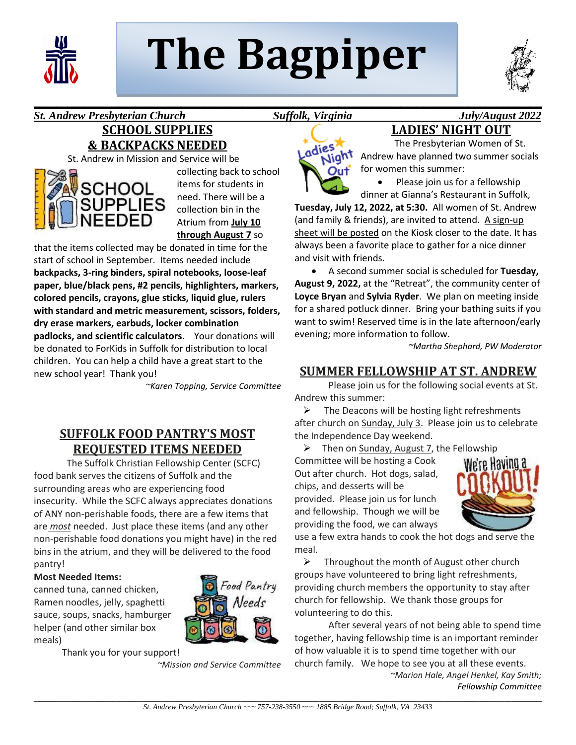# The Bagpiper

***St. Andrew Presbyterian Church*** ***Suffolk, Virginia*** ***July/August 2022***

## SCHOOL SUPPLIES & BACKPACKS NEEDED

St. Andrew in Mission and Service will be collecting back to school items for students in need. There will be a collection bin in the Atrium from **July 10 through August 7** so that the items collected may be donated in time for the start of school in September. Items needed include **backpacks, 3-ring binders, spiral notebooks, loose-leaf paper, blue/black pens, #2 pencils, highlighters, markers, colored pencils, crayons, glue sticks, liquid glue, rulers with standard and metric measurement, scissors, folders, dry erase markers, earbuds, locker combination padlocks, and scientific calculators**. Your donations will be donated to ForKids in Suffolk for distribution to local children. You can help a child have a great start to the new school year! Thank you!

*~Karen Topping, Service Committee*

## SUFFOLK FOOD PANTRY'S MOST REQUESTED ITEMS NEEDED

The Suffolk Christian Fellowship Center (SCFC) food bank serves the citizens of Suffolk and the surrounding areas who are experiencing food insecurity. While the SCFC always appreciates donations of ANY non-perishable foods, there are a few items that are *most* needed. Just place these items (and any other non-perishable food donations you might have) in the red bins in the atrium, and they will be delivered to the food pantry!

**Most Needed Items:**

canned tuna, canned chicken, Ramen noodles, jelly, spaghetti sauce, soups, snacks, hamburger helper (and other similar box meals)

Thank you for your support!

*~Mission and Service Committee*

## LADIES' NIGHT OUT

The Presbyterian Women of St. Andrew have planned two summer socials for women this summer:

- Please join us for a fellowship dinner at Gianna's Restaurant in Suffolk, **Tuesday, July 12, 2022, at 5:30.** All women of St. Andrew (and family & friends), are invited to attend. A sign-up sheet will be posted on the Kiosk closer to the date. It has always been a favorite place to gather for a nice dinner and visit with friends.
- A second summer social is scheduled for **Tuesday, August 9, 2022,** at the "Retreat", the community center of **Loyce Bryan** and **Sylvia Ryder**. We plan on meeting inside for a shared potluck dinner. Bring your bathing suits if you want to swim! Reserved time is in the late afternoon/early evening; more information to follow.

*~Martha Shephard, PW Moderator*

## SUMMER FELLOWSHIP AT ST. ANDREW

Please join us for the following social events at St. Andrew this summer:

- The Deacons will be hosting light refreshments after church on Sunday, July 3. Please join us to celebrate the Independence Day weekend.
- Then on Sunday, August 7, the Fellowship Committee will be hosting a Cook Out after church. Hot dogs, salad, chips, and desserts will be provided. Please join us for lunch and fellowship. Though we will be providing the food, we can always use a few extra hands to cook the hot dogs and serve the meal.
- Throughout the month of August other church groups have volunteered to bring light refreshments, providing church members the opportunity to stay after church for fellowship. We thank those groups for volunteering to do this.

After several years of not being able to spend time together, having fellowship time is an important reminder of how valuable it is to spend time together with our church family. We hope to see you at all these events.

*~Marion Hale, Angel Henkel, Kay Smith; Fellowship Committee*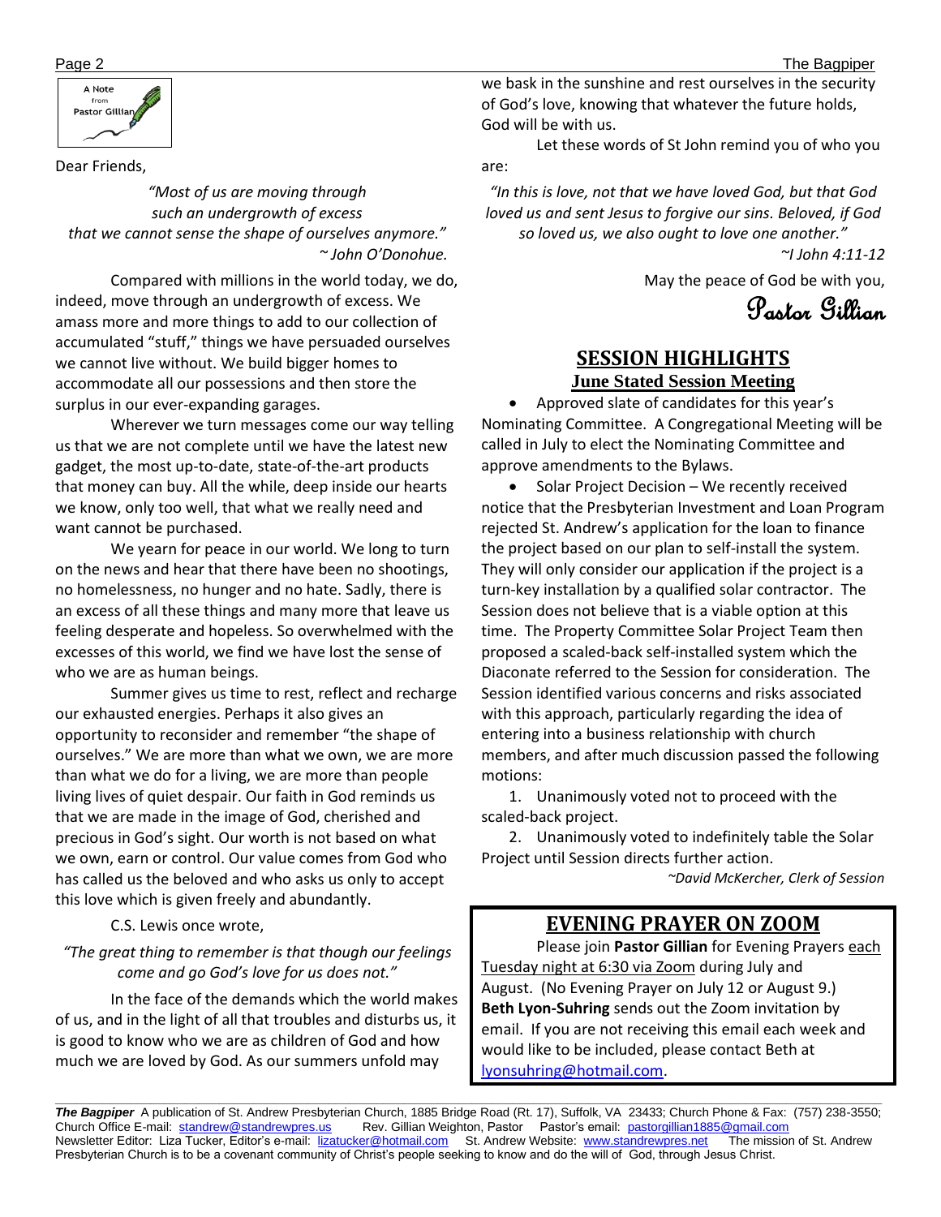A Note from Pastor Gillian

Dear Friends,

*"Most of us are moving through such an undergrowth of excess that we cannot sense the shape of ourselves anymore."*
*~ John O'Donohue.*

Compared with millions in the world today, we do, indeed, move through an undergrowth of excess. We amass more and more things to add to our collection of accumulated "stuff," things we have persuaded ourselves we cannot live without. We build bigger homes to accommodate all our possessions and then store the surplus in our ever-expanding garages.

Wherever we turn messages come our way telling us that we are not complete until we have the latest new gadget, the most up-to-date, state-of-the-art products that money can buy. All the while, deep inside our hearts we know, only too well, that what we really need and want cannot be purchased.

We yearn for peace in our world. We long to turn on the news and hear that there have been no shootings, no homelessness, no hunger and no hate. Sadly, there is an excess of all these things and many more that leave us feeling desperate and hopeless. So overwhelmed with the excesses of this world, we find we have lost the sense of who we are as human beings.

Summer gives us time to rest, reflect and recharge our exhausted energies. Perhaps it also gives an opportunity to reconsider and remember "the shape of ourselves." We are more than what we own, we are more than what we do for a living, we are more than people living lives of quiet despair. Our faith in God reminds us that we are made in the image of God, cherished and precious in God's sight. Our worth is not based on what we own, earn or control. Our value comes from God who has called us the beloved and who asks us only to accept this love which is given freely and abundantly.

C.S. Lewis once wrote,

*"The great thing to remember is that though our feelings come and go God's love for us does not."*

In the face of the demands which the world makes of us, and in the light of all that troubles and disturbs us, it is good to know who we are as children of God and how much we are loved by God. As our summers unfold may we bask in the sunshine and rest ourselves in the security of God's love, knowing that whatever the future holds, God will be with us.

Let these words of St John remind you of who you are:

*"In this is love, not that we have loved God, but that God loved us and sent Jesus to forgive our sins. Beloved, if God so loved us, we also ought to love one another."*
*~I John 4:11-12*

May the peace of God be with you,

Pastor Gillian

## SESSION HIGHLIGHTS

### June Stated Session Meeting

- Approved slate of candidates for this year's Nominating Committee. A Congregational Meeting will be called in July to elect the Nominating Committee and approve amendments to the Bylaws.
- Solar Project Decision – We recently received notice that the Presbyterian Investment and Loan Program rejected St. Andrew's application for the loan to finance the project based on our plan to self-install the system. They will only consider our application if the project is a turn-key installation by a qualified solar contractor. The Session does not believe that is a viable option at this time. The Property Committee Solar Project Team then proposed a scaled-back self-installed system which the Diaconate referred to the Session for consideration. The Session identified various concerns and risks associated with this approach, particularly regarding the idea of entering into a business relationship with church members, and after much discussion passed the following motions:

1. Unanimously voted not to proceed with the scaled-back project.
2. Unanimously voted to indefinitely table the Solar Project until Session directs further action.

*~David McKercher, Clerk of Session*

## EVENING PRAYER ON ZOOM

Please join **Pastor Gillian** for Evening Prayers each Tuesday night at 6:30 via Zoom during July and August. (No Evening Prayer on July 12 or August 9.) **Beth Lyon-Suhring** sends out the Zoom invitation by email. If you are not receiving this email each week and would like to be included, please contact Beth at lyonsuhring@hotmail.com.

***The Bagpiper*** A publication of St. Andrew Presbyterian Church, 1885 Bridge Road (Rt. 17), Suffolk, VA 23433; Church Phone & Fax: (757) 238-3550; Church Office E-mail: standrew@standrewpres.us Rev. Gillian Weighton, Pastor Pastor's email: pastorgillian1885@gmail.com Newsletter Editor: Liza Tucker, Editor's e-mail: lizatucker@hotmail.com St. Andrew Website: www.standrewpres.net The mission of St. Andrew Presbyterian Church is to be a covenant community of Christ's people seeking to know and do the will of God, through Jesus Christ.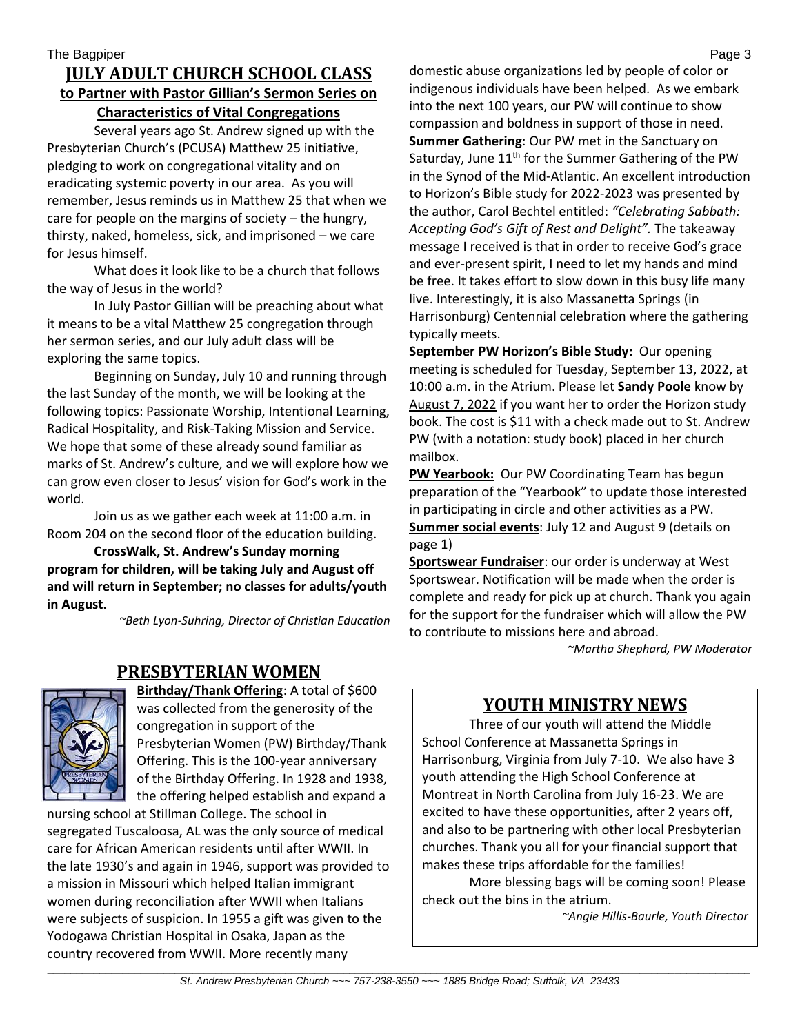## JULY ADULT CHURCH SCHOOL CLASS

**to Partner with Pastor Gillian's Sermon Series on Characteristics of Vital Congregations**

Several years ago St. Andrew signed up with the Presbyterian Church's (PCUSA) Matthew 25 initiative, pledging to work on congregational vitality and on eradicating systemic poverty in our area. As you will remember, Jesus reminds us in Matthew 25 that when we care for people on the margins of society – the hungry, thirsty, naked, homeless, sick, and imprisoned – we care for Jesus himself.

What does it look like to be a church that follows the way of Jesus in the world?

In July Pastor Gillian will be preaching about what it means to be a vital Matthew 25 congregation through her sermon series, and our July adult class will be exploring the same topics.

Beginning on Sunday, July 10 and running through the last Sunday of the month, we will be looking at the following topics: Passionate Worship, Intentional Learning, Radical Hospitality, and Risk-Taking Mission and Service. We hope that some of these already sound familiar as marks of St. Andrew's culture, and we will explore how we can grow even closer to Jesus' vision for God's work in the world.

Join us as we gather each week at 11:00 a.m. in Room 204 on the second floor of the education building.

**CrossWalk, St. Andrew's Sunday morning program for children, will be taking July and August off and will return in September; no classes for adults/youth in August.**

*~Beth Lyon-Suhring, Director of Christian Education*

## PRESBYTERIAN WOMEN

**Birthday/Thank Offering**: A total of $600 was collected from the generosity of the congregation in support of the Presbyterian Women (PW) Birthday/Thank Offering. This is the 100-year anniversary of the Birthday Offering. In 1928 and 1938, the offering helped establish and expand a nursing school at Stillman College. The school in segregated Tuscaloosa, AL was the only source of medical care for African American residents until after WWII. In the late 1930's and again in 1946, support was provided to a mission in Missouri which helped Italian immigrant women during reconciliation after WWII when Italians were subjects of suspicion. In 1955 a gift was given to the Yodogawa Christian Hospital in Osaka, Japan as the country recovered from WWII. More recently many domestic abuse organizations led by people of color or indigenous individuals have been helped. As we embark into the next 100 years, our PW will continue to show compassion and boldness in support of those in need.

**Summer Gathering**: Our PW met in the Sanctuary on Saturday, June 11th for the Summer Gathering of the PW in the Synod of the Mid-Atlantic. An excellent introduction to Horizon's Bible study for 2022-2023 was presented by the author, Carol Bechtel entitled: *"Celebrating Sabbath: Accepting God's Gift of Rest and Delight".* The takeaway message I received is that in order to receive God's grace and ever-present spirit, I need to let my hands and mind be free. It takes effort to slow down in this busy life many live. Interestingly, it is also Massanetta Springs (in Harrisonburg) Centennial celebration where the gathering typically meets.

**September PW Horizon's Bible Study:** Our opening meeting is scheduled for Tuesday, September 13, 2022, at 10:00 a.m. in the Atrium. Please let **Sandy Poole** know by August 7, 2022 if you want her to order the Horizon study book. The cost is $11 with a check made out to St. Andrew PW (with a notation: study book) placed in her church mailbox.

**PW Yearbook:** Our PW Coordinating Team has begun preparation of the "Yearbook" to update those interested in participating in circle and other activities as a PW.

**Summer social events**: July 12 and August 9 (details on page 1)

**Sportswear Fundraiser**: our order is underway at West Sportswear. Notification will be made when the order is complete and ready for pick up at church. Thank you again for the support for the fundraiser which will allow the PW to contribute to missions here and abroad.

*~Martha Shephard, PW Moderator*

## YOUTH MINISTRY NEWS

Three of our youth will attend the Middle School Conference at Massanetta Springs in Harrisonburg, Virginia from July 7-10. We also have 3 youth attending the High School Conference at Montreat in North Carolina from July 16-23. We are excited to have these opportunities, after 2 years off, and also to be partnering with other local Presbyterian churches. Thank you all for your financial support that makes these trips affordable for the families!

More blessing bags will be coming soon! Please check out the bins in the atrium.

*~Angie Hillis-Baurle, Youth Director*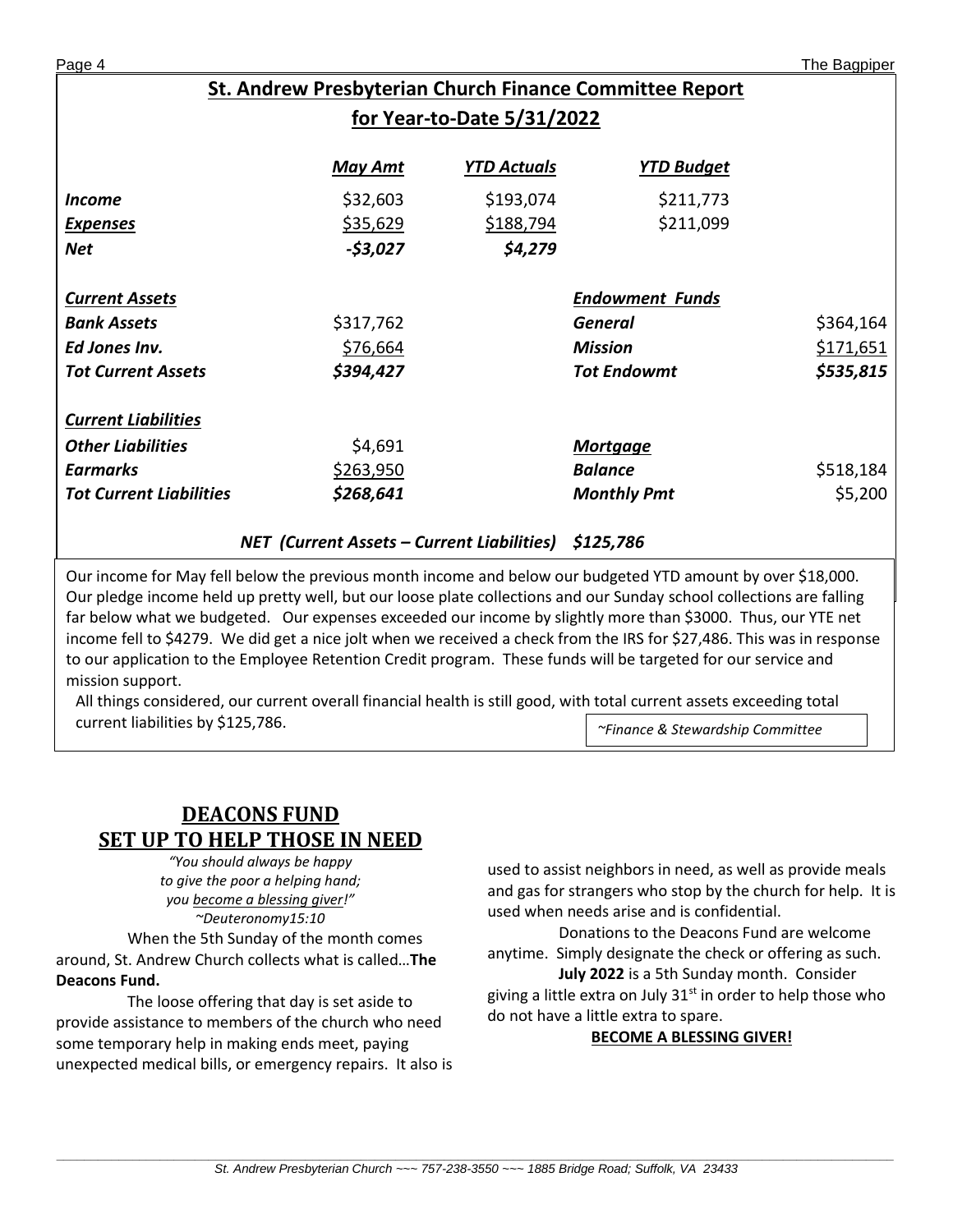## St. Andrew Presbyterian Church Finance Committee Report for Year-to-Date 5/31/2022

| | *May Amt* | *YTD Actuals* | *YTD Budget* | |
|---|---|---|---|---|
| ***Income*** | $32,603 | $193,074 | $211,773 | |
| ***Expenses*** | $35,629 | $188,794 | $211,099 | |
| ***Net*** | ***-$3,027*** | ***$4,279*** | | |

| | | | |
|---|---|---|---|
| ***Current Assets*** | | ***Endowment Funds*** | |
| ***Bank Assets*** | $317,762 | ***General*** | $364,164 |
| ***Ed Jones Inv.*** | $76,664 | ***Mission*** | $171,651 |
| ***Tot Current Assets*** | ***$394,427*** | ***Tot Endowmt*** | ***$535,815*** |
| ***Current Liabilities*** | | | |
| ***Other Liabilities*** | $4,691 | ***Mortgage*** | |
| ***Earmarks*** | $263,950 | ***Balance*** | $518,184 |
| ***Tot Current Liabilities*** | ***$268,641*** | ***Monthly Pmt*** | $5,200 |

***NET (Current Assets – Current Liabilities) $125,786***

Our income for May fell below the previous month income and below our budgeted YTD amount by over $18,000. Our pledge income held up pretty well, but our loose plate collections and our Sunday school collections are falling far below what we budgeted. Our expenses exceeded our income by slightly more than $3000. Thus, our YTE net income fell to $4279. We did get a nice jolt when we received a check from the IRS for $27,486. This was in response to our application to the Employee Retention Credit program. These funds will be targeted for our service and mission support.

All things considered, our current overall financial health is still good, with total current assets exceeding total current liabilities by $125,786.

*~Finance & Stewardship Committee*

## DEACONS FUND SET UP TO HELP THOSE IN NEED

*"You should always be happy to give the poor a helping hand; you become a blessing giver!"*
*~Deuteronomy15:10*

When the 5th Sunday of the month comes around, St. Andrew Church collects what is called…**The Deacons Fund.**

The loose offering that day is set aside to provide assistance to members of the church who need some temporary help in making ends meet, paying unexpected medical bills, or emergency repairs. It also is used to assist neighbors in need, as well as provide meals and gas for strangers who stop by the church for help. It is used when needs arise and is confidential.

Donations to the Deacons Fund are welcome anytime. Simply designate the check or offering as such.

**July 2022** is a 5th Sunday month. Consider giving a little extra on July 31st in order to help those who do not have a little extra to spare.

**BECOME A BLESSING GIVER!**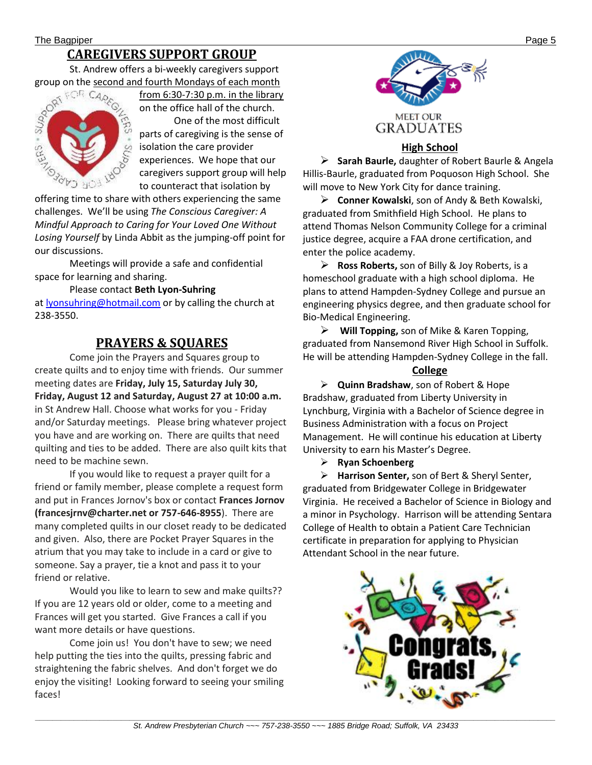## CAREGIVERS SUPPORT GROUP

St. Andrew offers a bi-weekly caregivers support group on the second and fourth Mondays of each month from 6:30-7:30 p.m. in the library on the office hall of the church.

One of the most difficult parts of caregiving is the sense of isolation the care provider experiences. We hope that our caregivers support group will help to counteract that isolation by offering time to share with others experiencing the same challenges. We'll be using *The Conscious Caregiver: A Mindful Approach to Caring for Your Loved One Without Losing Yourself* by Linda Abbit as the jumping-off point for our discussions.

Meetings will provide a safe and confidential space for learning and sharing.

Please contact **Beth Lyon-Suhring** at lyonsuhring@hotmail.com or by calling the church at 238-3550.

## PRAYERS & SQUARES

Come join the Prayers and Squares group to create quilts and to enjoy time with friends. Our summer meeting dates are **Friday, July 15, Saturday July 30, Friday, August 12 and Saturday, August 27 at 10:00 a.m.** in St Andrew Hall. Choose what works for you - Friday and/or Saturday meetings. Please bring whatever project you have and are working on. There are quilts that need quilting and ties to be added. There are also quilt kits that need to be machine sewn.

If you would like to request a prayer quilt for a friend or family member, please complete a request form and put in Frances Jornov's box or contact **Frances Jornov (francesjrnv@charter.net or 757-646-8955)**. There are many completed quilts in our closet ready to be dedicated and given. Also, there are Pocket Prayer Squares in the atrium that you may take to include in a card or give to someone. Say a prayer, tie a knot and pass it to your friend or relative.

Would you like to learn to sew and make quilts?? If you are 12 years old or older, come to a meeting and Frances will get you started. Give Frances a call if you want more details or have questions.

Come join us! You don't have to sew; we need help putting the ties into the quilts, pressing fabric and straightening the fabric shelves. And don't forget we do enjoy the visiting! Looking forward to seeing your smiling faces!

## MEET OUR GRADUATES

### High School

- **Sarah Baurle,** daughter of Robert Baurle & Angela Hillis-Baurle, graduated from Poquoson High School. She will move to New York City for dance training.
- **Conner Kowalski**, son of Andy & Beth Kowalski, graduated from Smithfield High School. He plans to attend Thomas Nelson Community College for a criminal justice degree, acquire a FAA drone certification, and enter the police academy.
- **Ross Roberts,** son of Billy & Joy Roberts, is a homeschool graduate with a high school diploma. He plans to attend Hampden-Sydney College and pursue an engineering physics degree, and then graduate school for Bio-Medical Engineering.
- **Will Topping,** son of Mike & Karen Topping, graduated from Nansemond River High School in Suffolk. He will be attending Hampden-Sydney College in the fall.

### College

- **Quinn Bradshaw**, son of Robert & Hope Bradshaw, graduated from Liberty University in Lynchburg, Virginia with a Bachelor of Science degree in Business Administration with a focus on Project Management. He will continue his education at Liberty University to earn his Master's Degree.
- **Ryan Schoenberg**
- **Harrison Senter,** son of Bert & Sheryl Senter, graduated from Bridgewater College in Bridgewater Virginia. He received a Bachelor of Science in Biology and a minor in Psychology. Harrison will be attending Sentara College of Health to obtain a Patient Care Technician certificate in preparation for applying to Physician Attendant School in the near future.

Congrats, Grads!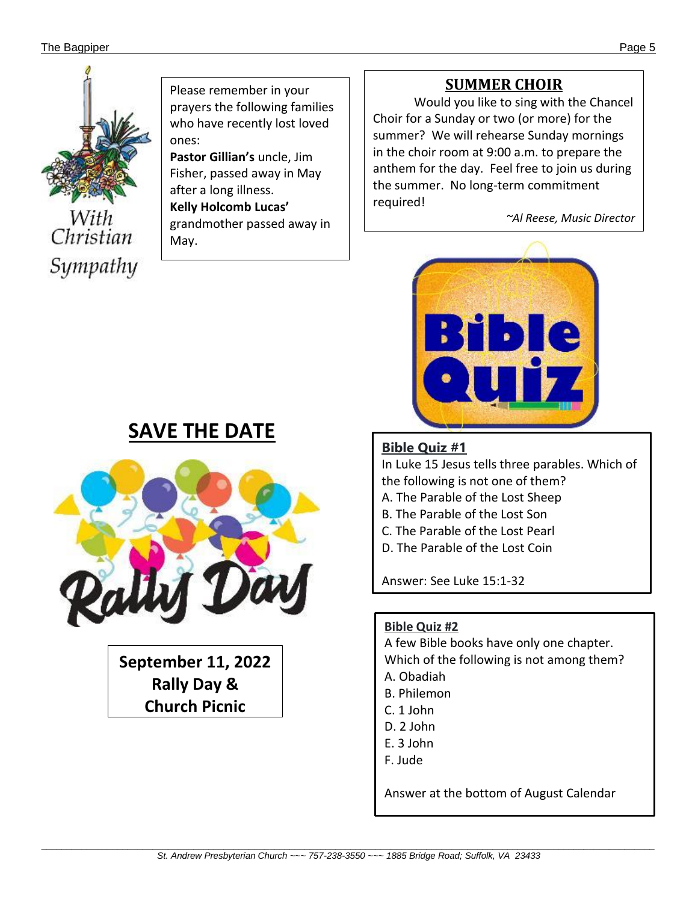With Christian Sympathy

Please remember in your prayers the following families who have recently lost loved ones:

**Pastor Gillian's** uncle, Jim Fisher, passed away in May after a long illness.

**Kelly Holcomb Lucas'** grandmother passed away in May.

## SUMMER CHOIR

Would you like to sing with the Chancel Choir for a Sunday or two (or more) for the summer? We will rehearse Sunday mornings in the choir room at 9:00 a.m. to prepare the anthem for the day. Feel free to join us during the summer. No long-term commitment required!

*~Al Reese, Music Director*

## SAVE THE DATE

Rally Day

**September 11, 2022**
**Rally Day &**
**Church Picnic**

Bible Quiz

**Bible Quiz #1**

In Luke 15 Jesus tells three parables. Which of the following is not one of them?

A. The Parable of the Lost Sheep
B. The Parable of the Lost Son
C. The Parable of the Lost Pearl
D. The Parable of the Lost Coin

Answer: See Luke 15:1-32

**Bible Quiz #2**

A few Bible books have only one chapter. Which of the following is not among them?

A. Obadiah
B. Philemon
C. 1 John
D. 2 John
E. 3 John
F. Jude

Answer at the bottom of August Calendar

*St. Andrew Presbyterian Church ~~~ 757-238-3550 ~~~ 1885 Bridge Road; Suffolk, VA 23433*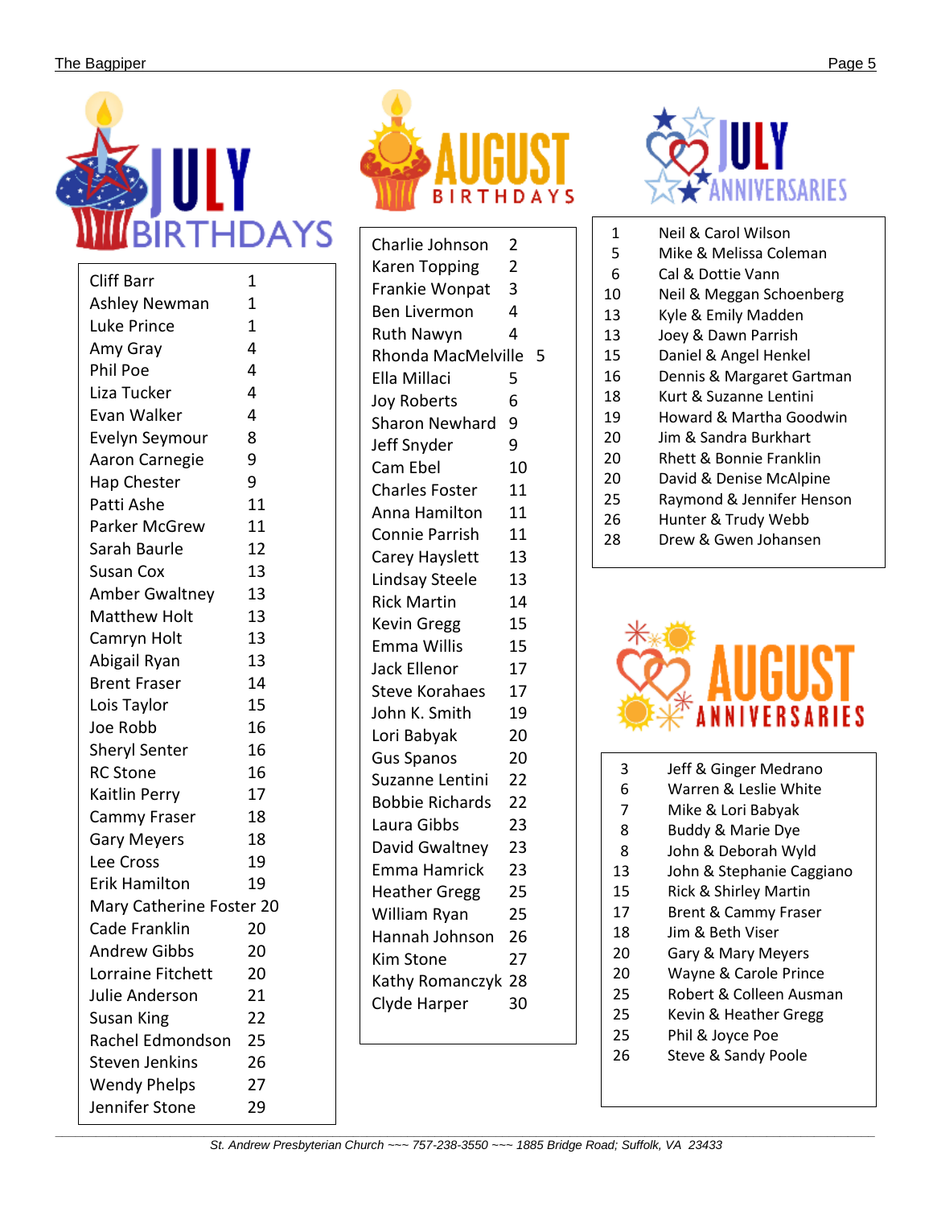## July Birthdays

| Name | Day |
|---|---|
| Cliff Barr | 1 |
| Ashley Newman | 1 |
| Luke Prince | 1 |
| Amy Gray | 4 |
| Phil Poe | 4 |
| Liza Tucker | 4 |
| Evan Walker | 4 |
| Evelyn Seymour | 8 |
| Aaron Carnegie | 9 |
| Hap Chester | 9 |
| Patti Ashe | 11 |
| Parker McGrew | 11 |
| Sarah Baurle | 12 |
| Susan Cox | 13 |
| Amber Gwaltney | 13 |
| Matthew Holt | 13 |
| Camryn Holt | 13 |
| Abigail Ryan | 13 |
| Brent Fraser | 14 |
| Lois Taylor | 15 |
| Joe Robb | 16 |
| Sheryl Senter | 16 |
| RC Stone | 16 |
| Kaitlin Perry | 17 |
| Cammy Fraser | 18 |
| Gary Meyers | 18 |
| Lee Cross | 19 |
| Erik Hamilton | 19 |
| Mary Catherine Foster | 20 |
| Cade Franklin | 20 |
| Andrew Gibbs | 20 |
| Lorraine Fitchett | 20 |
| Julie Anderson | 21 |
| Susan King | 22 |
| Rachel Edmondson | 25 |
| Steven Jenkins | 26 |
| Wendy Phelps | 27 |
| Jennifer Stone | 29 |

## August Birthdays

| Name | Day |
|---|---|
| Charlie Johnson | 2 |
| Karen Topping | 2 |
| Frankie Wonpat | 3 |
| Ben Livermon | 4 |
| Ruth Nawyn | 4 |
| Rhonda MacMelville | 5 |
| Ella Millaci | 5 |
| Joy Roberts | 6 |
| Sharon Newhard | 9 |
| Jeff Snyder | 9 |
| Cam Ebel | 10 |
| Charles Foster | 11 |
| Anna Hamilton | 11 |
| Connie Parrish | 11 |
| Carey Hayslett | 13 |
| Lindsay Steele | 13 |
| Rick Martin | 14 |
| Kevin Gregg | 15 |
| Emma Willis | 15 |
| Jack Ellenor | 17 |
| Steve Korahaes | 17 |
| John K. Smith | 19 |
| Lori Babyak | 20 |
| Gus Spanos | 20 |
| Suzanne Lentini | 22 |
| Bobbie Richards | 22 |
| Laura Gibbs | 23 |
| David Gwaltney | 23 |
| Emma Hamrick | 23 |
| Heather Gregg | 25 |
| William Ryan | 25 |
| Hannah Johnson | 26 |
| Kim Stone | 27 |
| Kathy Romanczyk | 28 |
| Clyde Harper | 30 |

## July Anniversaries

| Day | Names |
|---|---|
| 1 | Neil & Carol Wilson |
| 5 | Mike & Melissa Coleman |
| 6 | Cal & Dottie Vann |
| 10 | Neil & Meggan Schoenberg |
| 13 | Kyle & Emily Madden |
| 13 | Joey & Dawn Parrish |
| 15 | Daniel & Angel Henkel |
| 16 | Dennis & Margaret Gartman |
| 18 | Kurt & Suzanne Lentini |
| 19 | Howard & Martha Goodwin |
| 20 | Jim & Sandra Burkhart |
| 20 | Rhett & Bonnie Franklin |
| 20 | David & Denise McAlpine |
| 25 | Raymond & Jennifer Henson |
| 26 | Hunter & Trudy Webb |
| 28 | Drew & Gwen Johansen |

## August Anniversaries

| Day | Names |
|---|---|
| 3 | Jeff & Ginger Medrano |
| 6 | Warren & Leslie White |
| 7 | Mike & Lori Babyak |
| 8 | Buddy & Marie Dye |
| 8 | John & Deborah Wyld |
| 13 | John & Stephanie Caggiano |
| 15 | Rick & Shirley Martin |
| 17 | Brent & Cammy Fraser |
| 18 | Jim & Beth Viser |
| 20 | Gary & Mary Meyers |
| 20 | Wayne & Carole Prince |
| 25 | Robert & Colleen Ausman |
| 25 | Kevin & Heather Gregg |
| 25 | Phil & Joyce Poe |
| 26 | Steve & Sandy Poole |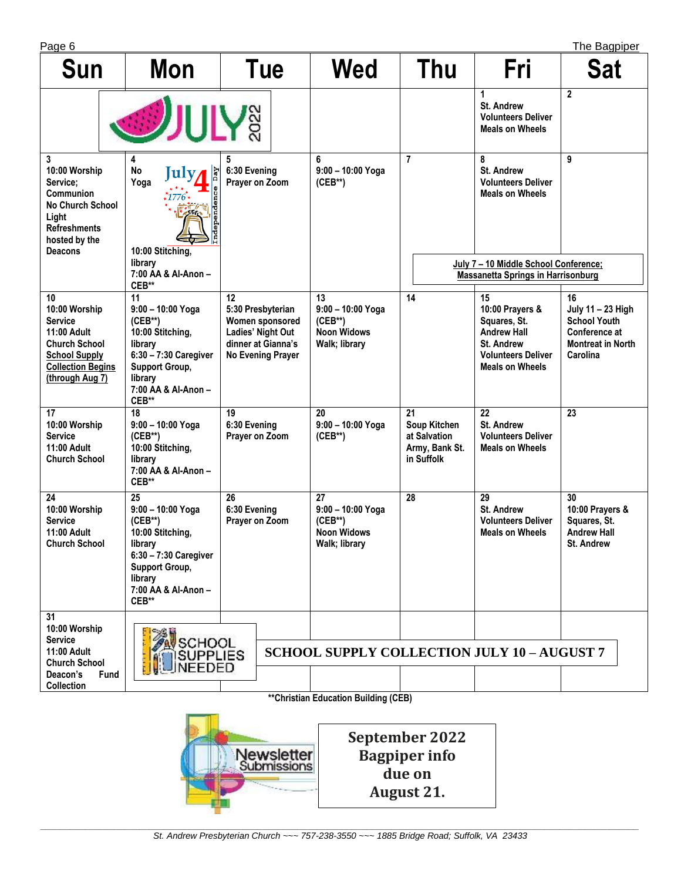| Sun | Mon | Tue | Wed | Thu | Fri | Sat |
|---|---|---|---|---|---|---|
| JULY 2022 | | | | | 1<br>St. Andrew Volunteers Deliver Meals on Wheels | 2 |
| 3<br>10:00 Worship Service; Communion<br>No Church School<br>Light Refreshments hosted by the Deacons | 4<br>No Yoga<br>July 4 1776 Independence Day<br>10:00 Stitching, library<br>7:00 AA & Al-Anon – CEB** | 5<br>6:30 Evening Prayer on Zoom | 6<br>9:00 – 10:00 Yoga (CEB**) | 7 | 8<br>St. Andrew Volunteers Deliver Meals on Wheels<br>July 7 – 10 Middle School Conference; Massanetta Springs in Harrisonburg | 9 |
| 10<br>10:00 Worship Service<br>11:00 Adult Church School<br>School Supply Collection Begins (through Aug 7) | 11<br>9:00 – 10:00 Yoga (CEB**)<br>10:00 Stitching, library<br>6:30 – 7:30 Caregiver Support Group, library<br>7:00 AA & Al-Anon – CEB** | 12<br>5:30 Presbyterian Women sponsored Ladies' Night Out dinner at Gianna's<br>No Evening Prayer | 13<br>9:00 – 10:00 Yoga (CEB**)<br>Noon Widows Walk; library | 14 | 15<br>10:00 Prayers & Squares, St. Andrew Hall<br>St. Andrew Volunteers Deliver Meals on Wheels | 16<br>July 11 – 23 High School Youth Conference at Montreat in North Carolina |
| 17<br>10:00 Worship Service<br>11:00 Adult Church School | 18<br>9:00 – 10:00 Yoga (CEB**)<br>10:00 Stitching, library<br>7:00 AA & Al-Anon – CEB** | 19<br>6:30 Evening Prayer on Zoom | 20<br>9:00 – 10:00 Yoga (CEB**) | 21<br>Soup Kitchen at Salvation Army, Bank St. in Suffolk | 22<br>St. Andrew Volunteers Deliver Meals on Wheels | 23 |
| 24<br>10:00 Worship Service<br>11:00 Adult Church School | 25<br>9:00 – 10:00 Yoga (CEB**)<br>10:00 Stitching, library<br>6:30 – 7:30 Caregiver Support Group, library<br>7:00 AA & Al-Anon – CEB** | 26<br>6:30 Evening Prayer on Zoom | 27<br>9:00 – 10:00 Yoga (CEB**)<br>Noon Widows Walk; library | 28 | 29<br>St. Andrew Volunteers Deliver Meals on Wheels | 30<br>10:00 Prayers & Squares, St. Andrew Hall St. Andrew |
| 31<br>10:00 Worship Service<br>11:00 Adult Church School<br>Deacon's Fund Collection | SCHOOL SUPPLIES NEEDED | SCHOOL SUPPLY COLLECTION JULY 10 – AUGUST 7 | | | | |

**Christian Education Building (CEB)

Newsletter Submissions

**September 2022 Bagpiper info due on August 21.**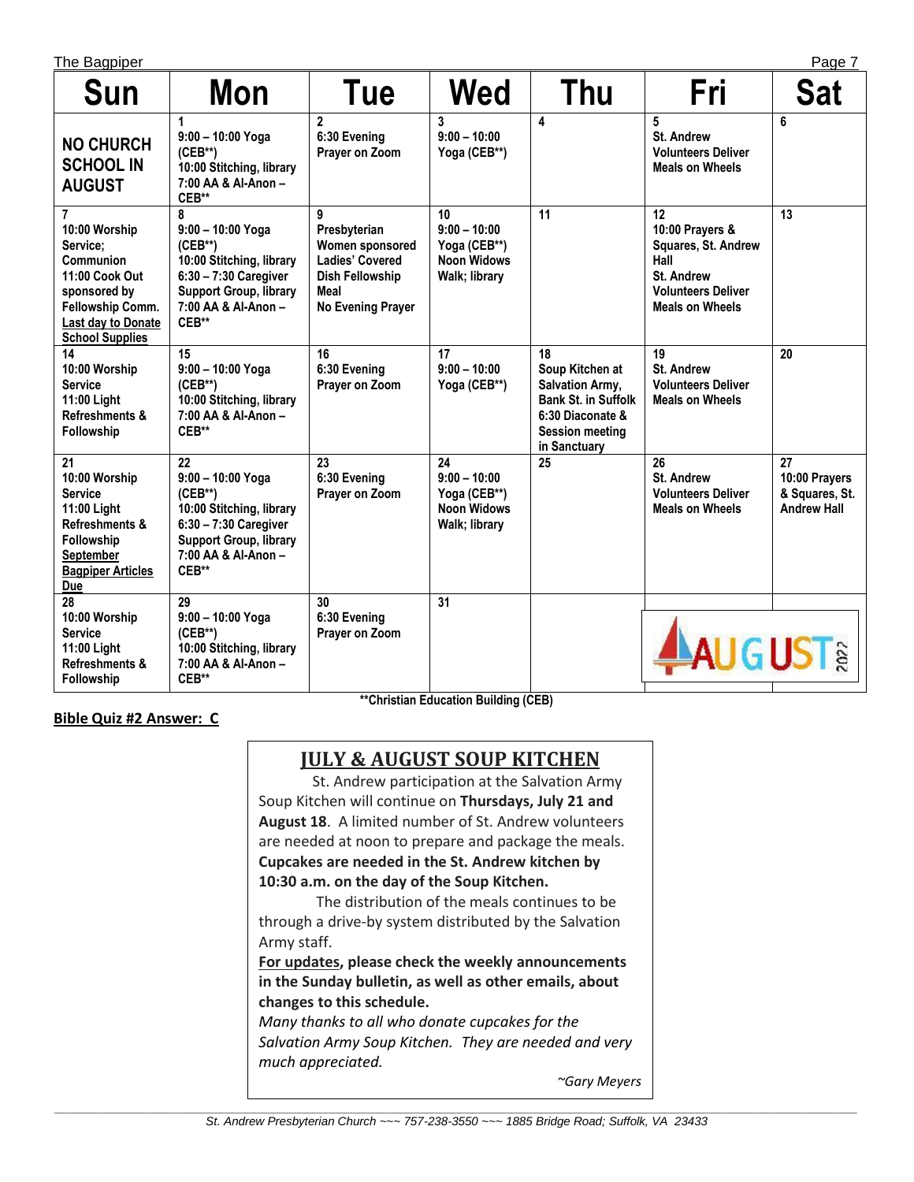| Sun | Mon | Tue | Wed | Thu | Fri | Sat |
|---|---|---|---|---|---|---|
| **NO CHURCH SCHOOL IN AUGUST** | **1** 9:00 – 10:00 Yoga (CEB**) 10:00 Stitching, library 7:00 AA & Al-Anon – CEB** | **2** 6:30 Evening Prayer on Zoom | **3** 9:00 – 10:00 Yoga (CEB**) | **4** | **5** St. Andrew Volunteers Deliver Meals on Wheels | **6** |
| **7** 10:00 Worship Service; Communion 11:00 Cook Out sponsored by Fellowship Comm. Last day to Donate School Supplies | **8** 9:00 – 10:00 Yoga (CEB**) 10:00 Stitching, library 6:30 – 7:30 Caregiver Support Group, library 7:00 AA & Al-Anon – CEB** | **9** Presbyterian Women sponsored Ladies' Covered Dish Fellowship Meal No Evening Prayer | **10** 9:00 – 10:00 Yoga (CEB**) Noon Widows Walk; library | **11** | **12** 10:00 Prayers & Squares, St. Andrew Hall St. Andrew Volunteers Deliver Meals on Wheels | **13** |
| **14** 10:00 Worship Service 11:00 Light Refreshments & Following | **15** 9:00 – 10:00 Yoga (CEB**) 10:00 Stitching, library 7:00 AA & Al-Anon – CEB** | **16** 6:30 Evening Prayer on Zoom | **17** 9:00 – 10:00 Yoga (CEB**) | **18** Soup Kitchen at Salvation Army, Bank St. in Suffolk 6:30 Diaconate & Session meeting in Sanctuary | **19** St. Andrew Volunteers Deliver Meals on Wheels | **20** |
| **21** 10:00 Worship Service 11:00 Light Refreshments & Following September Bagpiper Articles Due | **22** 9:00 – 10:00 Yoga (CEB**) 10:00 Stitching, library 6:30 – 7:30 Caregiver Support Group, library 7:00 AA & Al-Anon – CEB** | **23** 6:30 Evening Prayer on Zoom | **24** 9:00 – 10:00 Yoga (CEB**) Noon Widows Walk; library | **25** | **26** St. Andrew Volunteers Deliver Meals on Wheels | **27** 10:00 Prayers & Squares, St. Andrew Hall |
| **28** 10:00 Worship Service 11:00 Light Refreshments & Following | **29** 9:00 – 10:00 Yoga (CEB**) 10:00 Stitching, library 7:00 AA & Al-Anon – CEB** | **30** 6:30 Evening Prayer on Zoom | **31** | | AUGUST 2022 | |

**Christian Education Building (CEB)

**Bible Quiz #2 Answer: C**

## JULY & AUGUST SOUP KITCHEN

St. Andrew participation at the Salvation Army Soup Kitchen will continue on **Thursdays, July 21 and August 18**. A limited number of St. Andrew volunteers are needed at noon to prepare and package the meals. **Cupcakes are needed in the St. Andrew kitchen by 10:30 a.m. on the day of the Soup Kitchen.**

The distribution of the meals continues to be through a drive-by system distributed by the Salvation Army staff.

**For updates, please check the weekly announcements in the Sunday bulletin, as well as other emails, about changes to this schedule.**

*Many thanks to all who donate cupcakes for the Salvation Army Soup Kitchen. They are needed and very much appreciated.*

*~Gary Meyers*